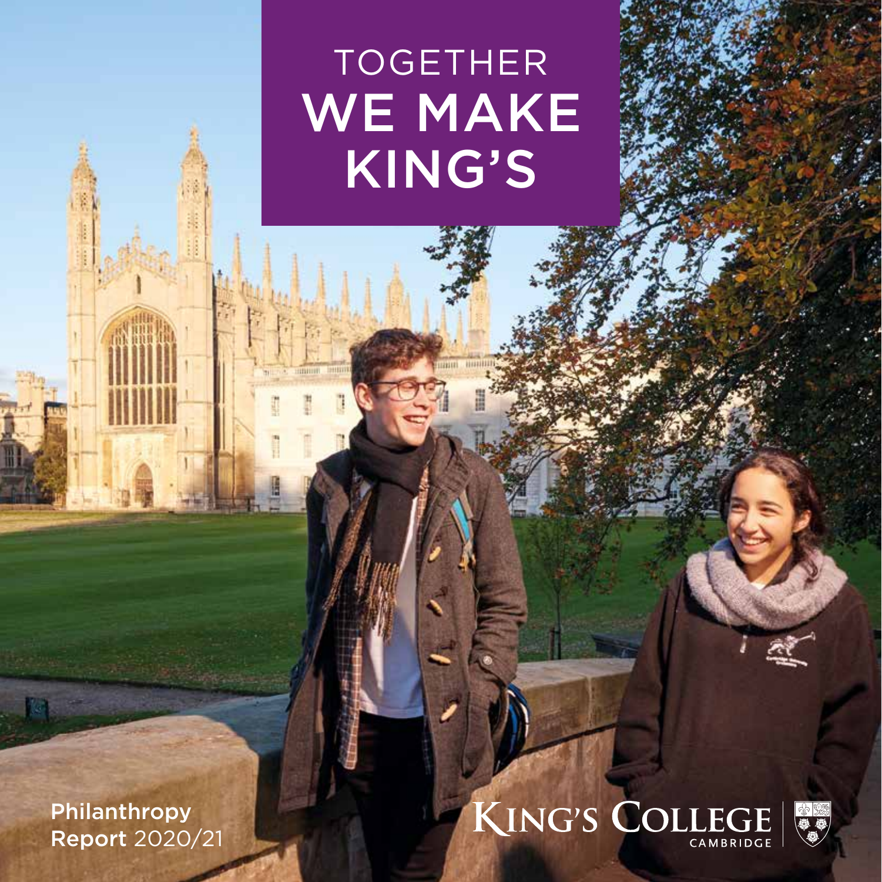# TOGETHER WE MAKE KING'S

**Philanthropy Report** 2020/21

KING'S COLLEGE CAMBRIDGE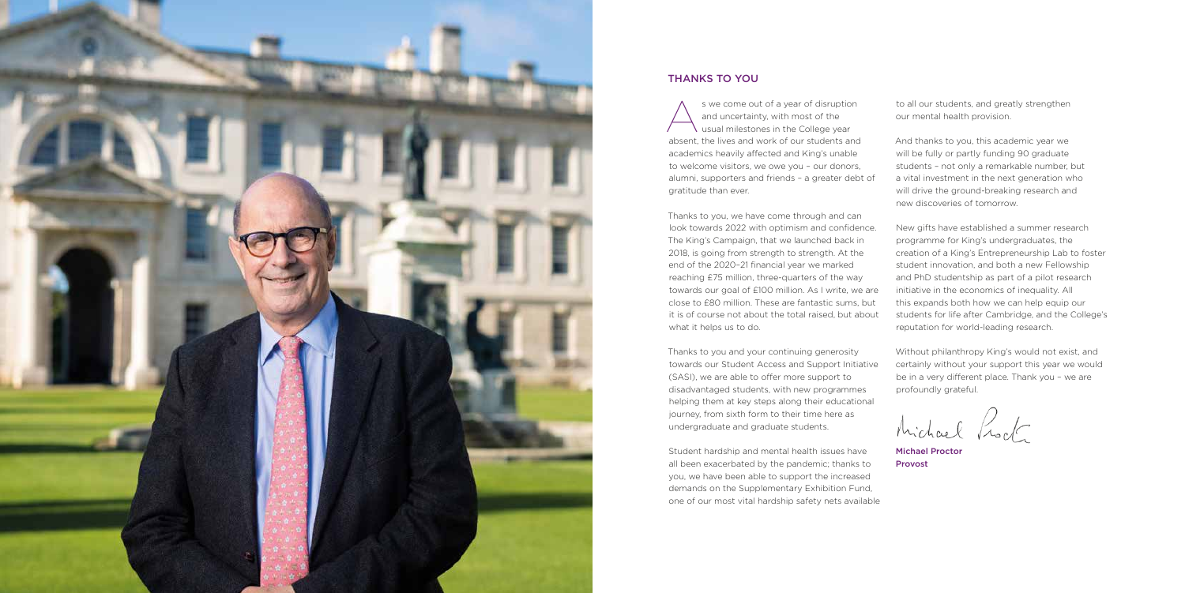## THANKS TO YOU

As we come out of a year of disruption and uncertainty, with most of the usual milestones in the College year absent, the lives and work of our students and academics heavily affected and King's unable to welcome visitors, we owe you – our donors, alumni, supporters and friends – a greater debt of gratitude than ever.

Thanks to you, we have come through and can look towards 2022 with optimism and confidence. The King's Campaign, that we launched back in 2018, is going from strength to strength. At the end of the 2020–21 financial year we marked reaching £75 million, three-quarters of the way towards our goal of £100 million. As I write, we are close to £80 million. These are fantastic sums, but it is of course not about the total raised, but about what it helps us to do.

Thanks to you and your continuing generosity towards our Student Access and Support Initiative (SASI), we are able to offer more support to disadvantaged students, with new programmes helping them at key steps along their educational journey, from sixth form to their time here as undergraduate and graduate students.

Student hardship and mental health issues have all been exacerbated by the pandemic; thanks to you, we have been able to support the increased demands on the Supplementary Exhibition Fund, one of our most vital hardship safety nets available to all our students, and greatly strengthen our mental health provision.

And thanks to you, this academic year we will be fully or partly funding 90 graduate students – not only a remarkable number, but a vital investment in the next generation who will drive the ground-breaking research and new discoveries of tomorrow.

New gifts have established a summer research programme for King's undergraduates, the creation of a King's Entrepreneurship Lab to foster student innovation, and both a new Fellowship and PhD studentship as part of a pilot research initiative in the economics of inequality. All this expands both how we can help equip our students for life after Cambridge, and the College's reputation for world-leading research.

Without philanthropy King's would not exist, and certainly without your support this year we would be in a very different place. Thank you – we are profoundly grateful.

Michael Proctor

**Michael Proctor**
**Provost**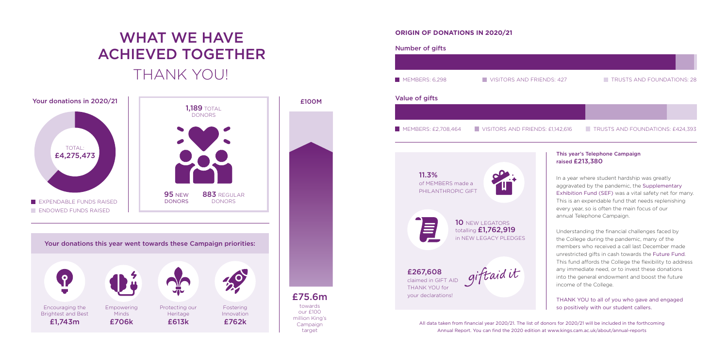# WHAT WE HAVE ACHIEVED TOGETHER

## THANK YOU!

### Your donations in 2020/21

TOTAL: **£4,275,473**

- EXPENDABLE FUNDS RAISED
- ENDOWED FUNDS RAISED

**1,189** TOTAL DONORS

**95** NEW DONORS

**883** REGULAR DONORS

£100M

**£75.6m** towards our £100 million King's Campaign target

### Your donations this year went towards these Campaign priorities:

- Encouraging the Brightest and Best **£1,743m**
- Empowering Minds **£706k**
- Protecting our Heritage **£613k**
- Fostering Innovation **£762k**

### ORIGIN OF DONATIONS IN 2020/21

#### Number of gifts

- MEMBERS: 6,298
- VISITORS AND FRIENDS: 427
- TRUSTS AND FOUNDATIONS: 28

#### Value of gifts

- MEMBERS: £2,708,464
- VISITORS AND FRIENDS: £1,142,616
- TRUSTS AND FOUNDATIONS: £424,393

**11.3%** of MEMBERS made a PHILANTHROPIC GIFT

**10** NEW LEGATORS totalling **£1,762,919** in NEW LEGACY PLEDGES

**£267,608** claimed in GIFT AID THANK YOU for your declarations!

giftaid it

**This year's Telephone Campaign raised £213,380**

In a year where student hardship was greatly aggravated by the pandemic, the Supplementary Exhibition Fund (SEF) was a vital safety net for many. This is an expendable fund that needs replenishing every year, so is often the main focus of our annual Telephone Campaign.

Understanding the financial challenges faced by the College during the pandemic, many of the members who received a call last December made unrestricted gifts in cash towards the Future Fund. This fund affords the College the flexibility to address any immediate need, or to invest these donations into the general endowment and boost the future income of the College.

THANK YOU to all of you who gave and engaged so positively with our student callers.

All data taken from financial year 2020/21. The list of donors for 2020/21 will be included in the forthcoming Annual Report. You can find the 2020 edition at www.kings.cam.ac.uk/about/annual-reports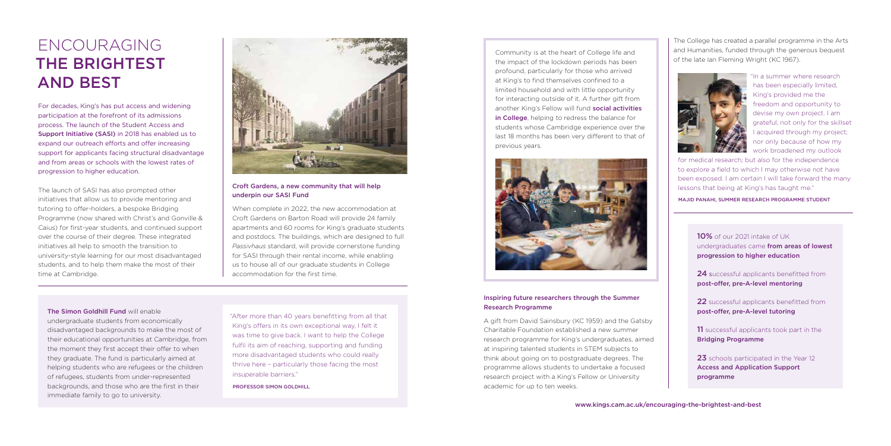# ENCOURAGING THE BRIGHTEST AND BEST

For decades, King's has put access and widening participation at the forefront of its admissions process. The launch of the **Student Access and Support Initiative (SASI)** in 2018 has enabled us to expand our outreach efforts and offer increasing support for applicants facing structural disadvantage and from areas or schools with the lowest rates of progression to higher education.

The launch of SASI has also prompted other initiatives that allow us to provide mentoring and tutoring to offer-holders, a bespoke Bridging Programme (now shared with Christ's and Gonville & Caius) for first-year students, and continued support over the course of their degree. These integrated initiatives all help to smooth the transition to university-style learning for our most disadvantaged students, and to help them make the most of their time at Cambridge.

### Croft Gardens, a new community that will help underpin our SASI Fund

When complete in 2022, the new accommodation at Croft Gardens on Barton Road will provide 24 family apartments and 60 rooms for King's graduate students and postdocs. The buildings, which are designed to full *Passivhaus* standard, will provide cornerstone funding for SASI through their rental income, while enabling us to house all of our graduate students in College accommodation for the first time.

**The Simon Goldhill Fund** will enable undergraduate students from economically disadvantaged backgrounds to make the most of their educational opportunities at Cambridge, from the moment they first accept their offer to when they graduate. The fund is particularly aimed at helping students who are refugees or the children of refugees, students from under-represented backgrounds, and those who are the first in their immediate family to go to university.

"After more than 40 years benefitting from all that King's offers in its own exceptional way, I felt it was time to give back. I want to help the College fulfil its aim of reaching, supporting and funding more disadvantaged students who could really thrive here – particularly those facing the most insuperable barriers."

PROFESSOR SIMON GOLDHILL

Community is at the heart of College life and the impact of the lockdown periods has been profound, particularly for those who arrived at King's to find themselves confined to a limited household and with little opportunity for interacting outside of it. A further gift from another King's Fellow will fund **social activities in College**, helping to redress the balance for students whose Cambridge experience over the last 18 months has been very different to that of previous years.

### Inspiring future researchers through the Summer Research Programme

A gift from David Sainsbury (KC 1959) and the Gatsby Charitable Foundation established a new summer research programme for King's undergraduates, aimed at inspiring talented students in STEM subjects to think about going on to postgraduate degrees. The programme allows students to undertake a focused research project with a King's Fellow or University academic for up to ten weeks.

The College has created a parallel programme in the Arts and Humanities, funded through the generous bequest of the late Ian Fleming Wright (KC 1967).

"In a summer where research has been especially limited, King's provided me the freedom and opportunity to devise my own project. I am grateful, not only for the skillset I acquired through my project; nor only because of how my work broadened my outlook for medical research; but also for the independence to explore a field to which I may otherwise not have been exposed. I am certain I will take forward the many lessons that being at King's has taught me."

MAJID PANAHI, SUMMER RESEARCH PROGRAMME STUDENT

**10%** of our 2021 intake of UK undergraduates came **from areas of lowest progression to higher education**

**24** successful applicants benefitted from **post-offer, pre-A-level mentoring**

**22** successful applicants benefitted from **post-offer, pre-A-level tutoring**

**11** successful applicants took part in the **Bridging Programme**

**23** schools participated in the Year 12 **Access and Application Support programme**

www.kings.cam.ac.uk/encouraging-the-brightest-and-best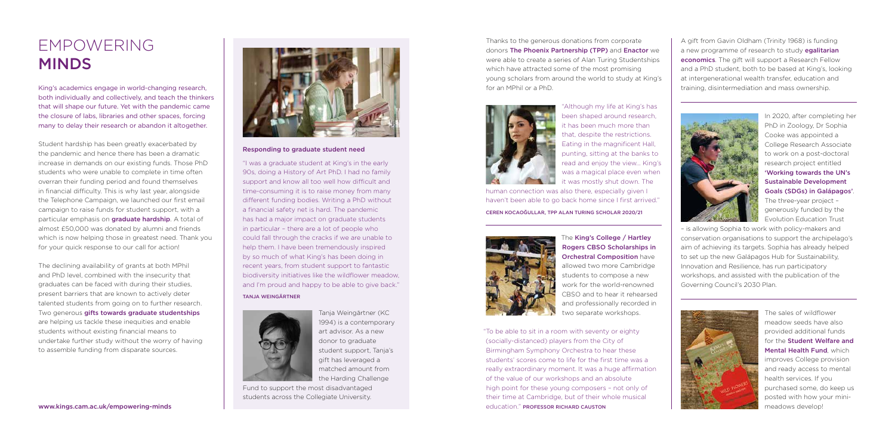# EMPOWERING MINDS

King's academics engage in world-changing research, both individually and collectively, and teach the thinkers that will shape our future. Yet with the pandemic came the closure of labs, libraries and other spaces, forcing many to delay their research or abandon it altogether.

Student hardship has been greatly exacerbated by the pandemic and hence there has been a dramatic increase in demands on our existing funds. Those PhD students who were unable to complete in time often overran their funding period and found themselves in financial difficulty. This is why last year, alongside the Telephone Campaign, we launched our first email campaign to raise funds for student support, with a particular emphasis on **graduate hardship**. A total of almost £50,000 was donated by alumni and friends which is now helping those in greatest need. Thank you for your quick response to our call for action!

The declining availability of grants at both MPhil and PhD level, combined with the insecurity that graduates can be faced with during their studies, present barriers that are known to actively deter talented students from going on to further research. Two generous **gifts towards graduate studentships** are helping us tackle these inequities and enable students without existing financial means to undertake further study without the worry of having to assemble funding from disparate sources.

www.kings.cam.ac.uk/empowering-minds

### Responding to graduate student need

"I was a graduate student at King's in the early 90s, doing a History of Art PhD. I had no family support and know all too well how difficult and time-consuming it is to raise money from many different funding bodies. Writing a PhD without a financial safety net is hard. The pandemic has had a major impact on graduate students in particular – there are a lot of people who could fall through the cracks if we are unable to help them. I have been tremendously inspired by so much of what King's has been doing in recent years, from student support to fantastic biodiversity initiatives like the wildflower meadow, and I'm proud and happy to be able to give back."

TANJA WEINGÄRTNER

Tanja Weingärtner (KC 1994) is a contemporary art advisor. As a new donor to graduate student support, Tanja's gift has leveraged a matched amount from the Harding Challenge Fund to support the most disadvantaged students across the Collegiate University.

Thanks to the generous donations from corporate donors **The Phoenix Partnership (TPP)** and **Enactor** we were able to create a series of Alan Turing Studentships which have attracted some of the most promising young scholars from around the world to study at King's for an MPhil or a PhD.

"Although my life at King's has been shaped around research, it has been much more than that, despite the restrictions. Eating in the magnificent Hall, punting, sitting at the banks to read and enjoy the view... King's was a magical place even when it was mostly shut down. The human connection was also there, especially given I haven't been able to go back home since I first arrived."

CEREN KOCAOĞULLAR, TPP ALAN TURING SCHOLAR 2020/21

The **King's College / Hartley Rogers CBSO Scholarships in Orchestral Composition** have allowed two more Cambridge students to compose a new work for the world-renowned CBSO and to hear it rehearsed and professionally recorded in two separate workshops.

"To be able to sit in a room with seventy or eighty (socially-distanced) players from the City of Birmingham Symphony Orchestra to hear these students' scores come to life for the first time was a really extraordinary moment. It was a huge affirmation of the value of our workshops and an absolute high point for these young composers – not only of their time at Cambridge, but of their whole musical education." PROFESSOR RICHARD CAUSTON

A gift from Gavin Oldham (Trinity 1968) is funding a new programme of research to study **egalitarian economics**. The gift will support a Research Fellow and a PhD student, both to be based at King's, looking at intergenerational wealth transfer, education and training, disintermediation and mass ownership.

In 2020, after completing her PhD in Zoology, Dr Sophia Cooke was appointed a College Research Associate to work on a post-doctoral research project entitled **'Working towards the UN's Sustainable Development Goals (SDGs) in Galápagos'**. The three-year project – generously funded by the Evolution Education Trust – is allowing Sophia to work with policy-makers and conservation organisations to support the archipelago's aim of achieving its targets. Sophia has already helped to set up the new Galápagos Hub for Sustainability, Innovation and Resilience, has run participatory workshops, and assisted with the publication of the Governing Council's 2030 Plan.

The sales of wildflower meadow seeds have also provided additional funds for the **Student Welfare and Mental Health Fund**, which improves College provision and ready access to mental health services. If you purchased some, do keep us posted with how your mini-meadows develop!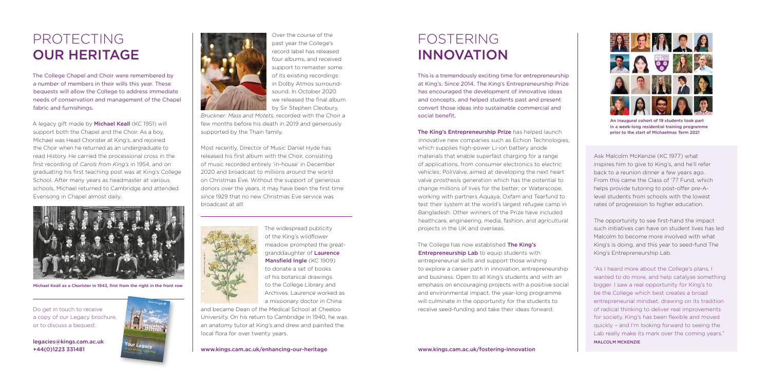# PROTECTING OUR HERITAGE

The College Chapel and Choir were remembered by a number of members in their wills this year. These bequests will allow the College to address immediate needs of conservation and management of the Chapel fabric and furnishings.

A legacy gift made by **Michael Keall** (KC 1951) will support both the Chapel and the Choir. As a boy, Michael was Head Chorister at King's, and rejoined the Choir when he returned as an undergraduate to read History. He carried the processional cross in the first recording of *Carols from King's* in 1954, and on graduating his first teaching post was at King's College School. After many years as headmaster at various schools, Michael returned to Cambridge and attended Evensong in Chapel almost daily.

Michael Keall as a Chorister in 1943, first from the right in the front row

Do get in touch to receive a copy of our Legacy brochure, or to discuss a bequest.

legacies@kings.cam.ac.uk
+44(0)1223 331481

Over the course of the past year the College's record label has released four albums, and received support to remaster some of its existing recordings in Dolby Atmos surround-sound. In October 2020 we released the final album by Sir Stephen Cleobury, *Bruckner: Mass and Motets,* recorded with the Choir a few months before his death in 2019 and generously supported by the Thain family.

Most recently, Director of Music Daniel Hyde has released his first album with the Choir, consisting of music recorded entirely 'in-house' in December 2020 and broadcast to millions around the world on Christmas Eve. Without the support of generous donors over the years, it may have been the first time since 1929 that no new Christmas Eve service was broadcast at all!

The widespread publicity of the King's wildflower meadow prompted the great-granddaughter of **Laurence Mansfield Ingle** (KC 1909) to donate a set of books of his botanical drawings to the College Library and Archives. Laurence worked as a missionary doctor in China and became Dean of the Medical School at Cheeloo University. On his return to Cambridge in 1940, he was an anatomy tutor at King's and drew and painted the local flora for over twenty years.

www.kings.cam.ac.uk/enhancing-our-heritage

# FOSTERING INNOVATION

This is a tremendously exciting time for entrepreneurship at King's. Since 2014, The King's Entrepreneurship Prize has encouraged the development of innovative ideas and concepts, and helped students past and present convert those ideas into sustainable commercial and social benefit.

**The King's Entrepreneurship Prize** has helped launch innovative new companies such as Echion Technologies, which supplies high-power Li-ion battery anode materials that enable superfast charging for a range of applications, from consumer electronics to electric vehicles; PoliValve, aimed at developing the next heart valve prosthesis generation which has the potential to change millions of lives for the better; or Waterscope, working with partners Aquaya, Oxfam and Tearfund to test their system at the world's largest refugee camp in Bangladesh. Other winners of the Prize have included healthcare, engineering, media, fashion, and agricultural projects in the UK and overseas.

The College has now established **The King's Entrepreneurship Lab** to equip students with entrepreneurial skills and support those wishing to explore a career path in innovation, entrepreneurship and business. Open to all King's students and with an emphasis on encouraging projects with a positive social and environmental impact, the year-long programme will culminate in the opportunity for the students to receive seed-funding and take their ideas forward.

www.kings.cam.ac.uk/fostering-innovation

An inaugural cohort of 19 students took part in a week-long residential training programme prior to the start of Michaelmas Term 2021

Ask Malcolm McKenzie (KC 1977) what inspires him to give to King's, and he'll refer back to a reunion dinner a few years ago. From this came the Class of '77 Fund, which helps provide tutoring to post-offer pre-A-level students from schools with the lowest rates of progression to higher education.

The opportunity to see first-hand the impact such initiatives can have on student lives has led Malcolm to become more involved with what King's is doing, and this year to seed-fund The King's Entrepreneurship Lab.

"As I heard more about the College's plans, I wanted to do more, and help catalyse something bigger. I saw a real opportunity for King's to be the College which best creates a broad entrepreneurial mindset, drawing on its tradition of radical thinking to deliver real improvements for society. King's has been flexible and moved quickly – and I'm looking forward to seeing the Lab really make its mark over the coming years."
MALCOLM MCKENZIE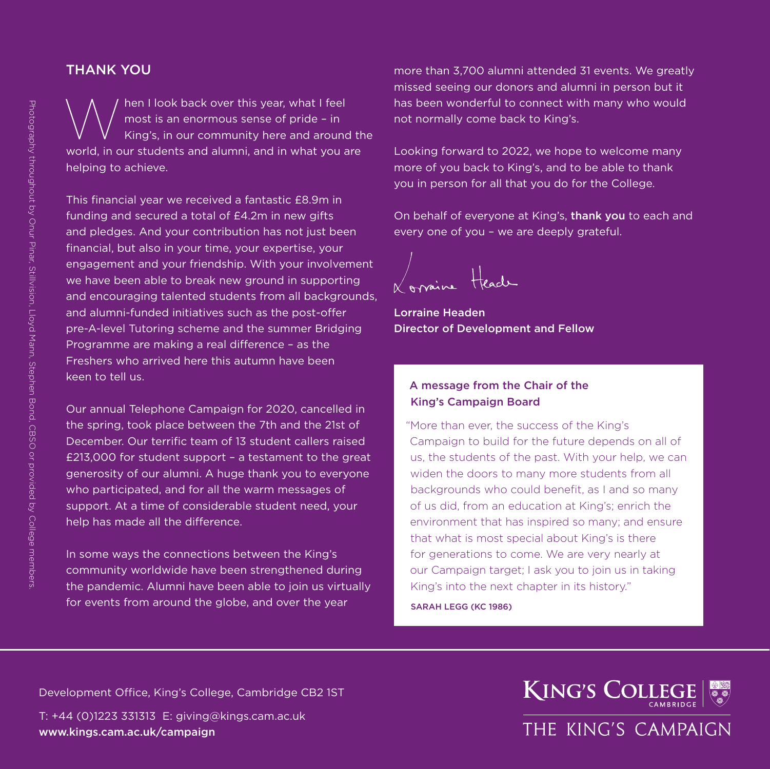## THANK YOU

When I look back over this year, what I feel most is an enormous sense of pride – in King's, in our community here and around the world, in our students and alumni, and in what you are helping to achieve.

This financial year we received a fantastic £8.9m in funding and secured a total of £4.2m in new gifts and pledges. And your contribution has not just been financial, but also in your time, your expertise, your engagement and your friendship. With your involvement we have been able to break new ground in supporting and encouraging talented students from all backgrounds, and alumni-funded initiatives such as the post-offer pre-A-level Tutoring scheme and the summer Bridging Programme are making a real difference – as the Freshers who arrived here this autumn have been keen to tell us.

Our annual Telephone Campaign for 2020, cancelled in the spring, took place between the 7th and the 21st of December. Our terrific team of 13 student callers raised £213,000 for student support – a testament to the great generosity of our alumni. A huge thank you to everyone who participated, and for all the warm messages of support. At a time of considerable student need, your help has made all the difference.

In some ways the connections between the King's community worldwide have been strengthened during the pandemic. Alumni have been able to join us virtually for events from around the globe, and over the year more than 3,700 alumni attended 31 events. We greatly missed seeing our donors and alumni in person but it has been wonderful to connect with many who would not normally come back to King's.

Looking forward to 2022, we hope to welcome many more of you back to King's, and to be able to thank you in person for all that you do for the College.

On behalf of everyone at King's, **thank you** to each and every one of you – we are deeply grateful.

Lorraine Headen

**Lorraine Headen**
**Director of Development and Fellow**

### A message from the Chair of the King's Campaign Board

"More than ever, the success of the King's Campaign to build for the future depends on all of us, the students of the past. With your help, we can widen the doors to many more students from all backgrounds who could benefit, as I and so many of us did, from an education at King's; enrich the environment that has inspired so many; and ensure that what is most special about King's is there for generations to come. We are very nearly at our Campaign target; I ask you to join us in taking King's into the next chapter in its history."

SARAH LEGG (KC 1986)

Photography throughout by Onur Pinar, Stillvision, Lloyd Mann, Stephen Bond, CBSO or provided by College members.

Development Office, King's College, Cambridge CB2 1ST

T: +44 (0)1223 331313 E: giving@kings.cam.ac.uk
**www.kings.cam.ac.uk/campaign**

KING'S COLLEGE CAMBRIDGE

THE KING'S CAMPAIGN